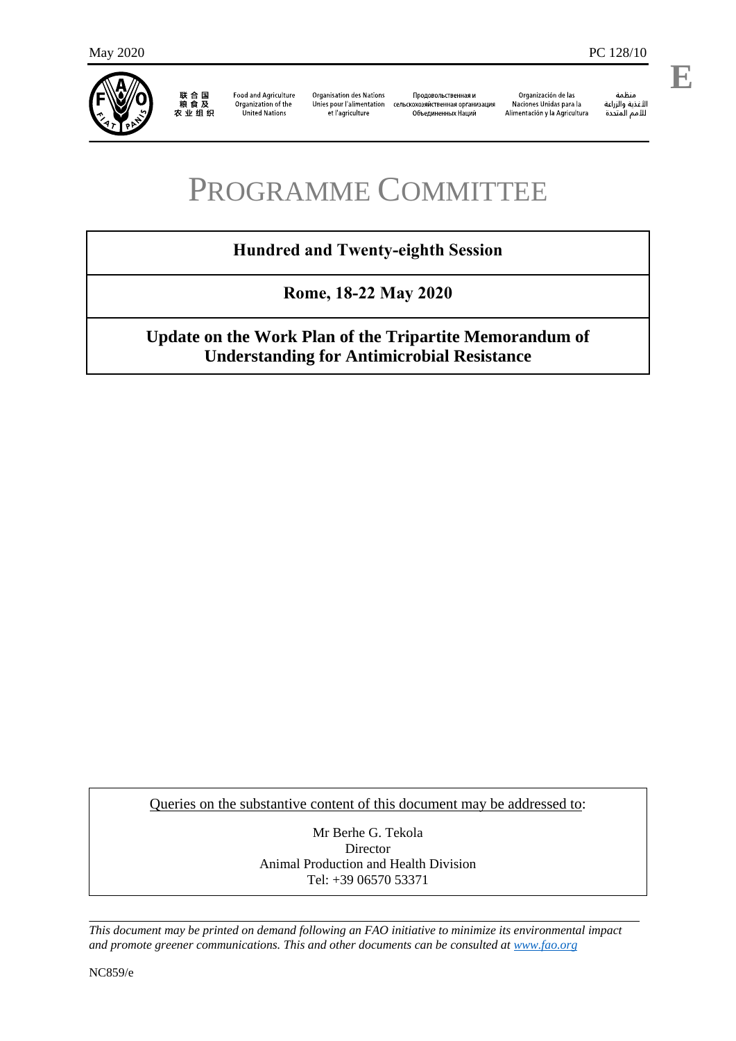May 2020 PC 128/10

E

联合国粮食及农业组织 | Food and Agriculture Organization of the United Nations | Organisation des Nations Unies pour l'alimentation et l'agriculture | Продовольственная и сельскохозяйственная организация Объединенных Наций | Organización de las Naciones Unidas para la Alimentación y la Agricultura | منظمة الأغذية والزراعة للأمم المتحدة

# PROGRAMME COMMITTEE

## Hundred and Twenty-eighth Session

## Rome, 18-22 May 2020

## Update on the Work Plan of the Tripartite Memorandum of Understanding for Antimicrobial Resistance

Queries on the substantive content of this document may be addressed to:

Mr Berhe G. Tekola
Director
Animal Production and Health Division
Tel: +39 06570 53371

*This document may be printed on demand following an FAO initiative to minimize its environmental impact and promote greener communications. This and other documents can be consulted at www.fao.org*

NC859/e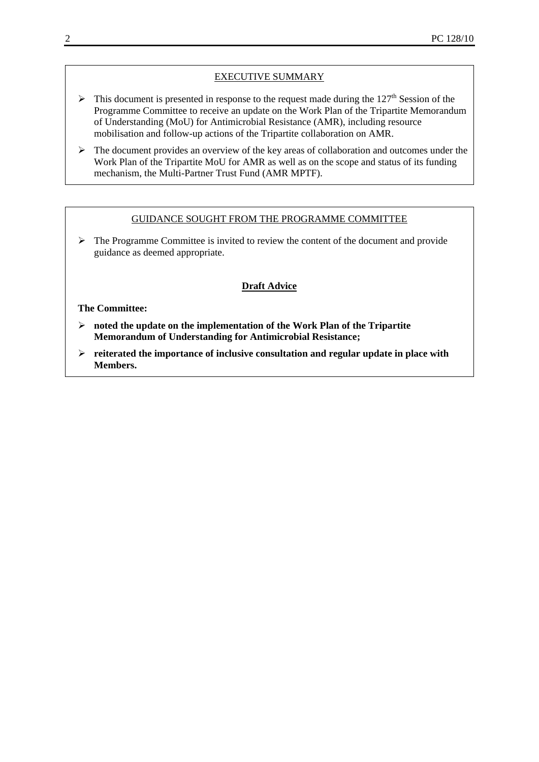## EXECUTIVE SUMMARY

- This document is presented in response to the request made during the 127th Session of the Programme Committee to receive an update on the Work Plan of the Tripartite Memorandum of Understanding (MoU) for Antimicrobial Resistance (AMR), including resource mobilisation and follow-up actions of the Tripartite collaboration on AMR.
- The document provides an overview of the key areas of collaboration and outcomes under the Work Plan of the Tripartite MoU for AMR as well as on the scope and status of its funding mechanism, the Multi-Partner Trust Fund (AMR MPTF).

## GUIDANCE SOUGHT FROM THE PROGRAMME COMMITTEE

- The Programme Committee is invited to review the content of the document and provide guidance as deemed appropriate.

### Draft Advice

**The Committee:**

- **noted the update on the implementation of the Work Plan of the Tripartite Memorandum of Understanding for Antimicrobial Resistance;**
- **reiterated the importance of inclusive consultation and regular update in place with Members.**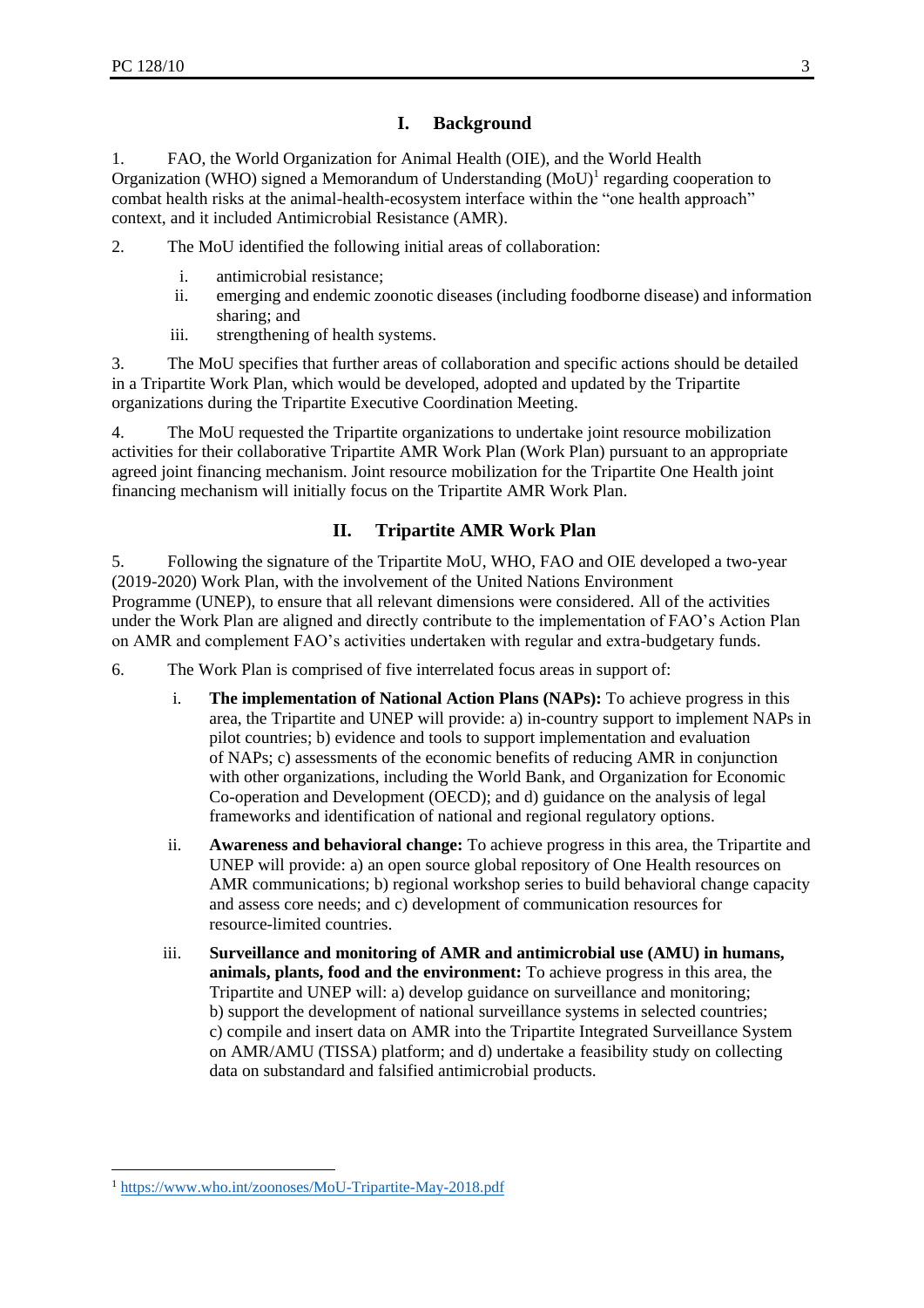## I. Background

1. FAO, the World Organization for Animal Health (OIE), and the World Health Organization (WHO) signed a Memorandum of Understanding (MoU)[1] regarding cooperation to combat health risks at the animal-health-ecosystem interface within the "one health approach" context, and it included Antimicrobial Resistance (AMR).

2. The MoU identified the following initial areas of collaboration:

   i. antimicrobial resistance;
   ii. emerging and endemic zoonotic diseases (including foodborne disease) and information sharing; and
   iii. strengthening of health systems.

3. The MoU specifies that further areas of collaboration and specific actions should be detailed in a Tripartite Work Plan, which would be developed, adopted and updated by the Tripartite organizations during the Tripartite Executive Coordination Meeting.

4. The MoU requested the Tripartite organizations to undertake joint resource mobilization activities for their collaborative Tripartite AMR Work Plan (Work Plan) pursuant to an appropriate agreed joint financing mechanism. Joint resource mobilization for the Tripartite One Health joint financing mechanism will initially focus on the Tripartite AMR Work Plan.

## II. Tripartite AMR Work Plan

5. Following the signature of the Tripartite MoU, WHO, FAO and OIE developed a two-year (2019-2020) Work Plan, with the involvement of the United Nations Environment Programme (UNEP), to ensure that all relevant dimensions were considered. All of the activities under the Work Plan are aligned and directly contribute to the implementation of FAO's Action Plan on AMR and complement FAO's activities undertaken with regular and extra-budgetary funds.

6. The Work Plan is comprised of five interrelated focus areas in support of:

   i. **The implementation of National Action Plans (NAPs):** To achieve progress in this area, the Tripartite and UNEP will provide: a) in-country support to implement NAPs in pilot countries; b) evidence and tools to support implementation and evaluation of NAPs; c) assessments of the economic benefits of reducing AMR in conjunction with other organizations, including the World Bank, and Organization for Economic Co-operation and Development (OECD); and d) guidance on the analysis of legal frameworks and identification of national and regional regulatory options.

   ii. **Awareness and behavioral change:** To achieve progress in this area, the Tripartite and UNEP will provide: a) an open source global repository of One Health resources on AMR communications; b) regional workshop series to build behavioral change capacity and assess core needs; and c) development of communication resources for resource-limited countries.

   iii. **Surveillance and monitoring of AMR and antimicrobial use (AMU) in humans, animals, plants, food and the environment:** To achieve progress in this area, the Tripartite and UNEP will: a) develop guidance on surveillance and monitoring; b) support the development of national surveillance systems in selected countries; c) compile and insert data on AMR into the Tripartite Integrated Surveillance System on AMR/AMU (TISSA) platform; and d) undertake a feasibility study on collecting data on substandard and falsified antimicrobial products.

---

[1] https://www.who.int/zoonoses/MoU-Tripartite-May-2018.pdf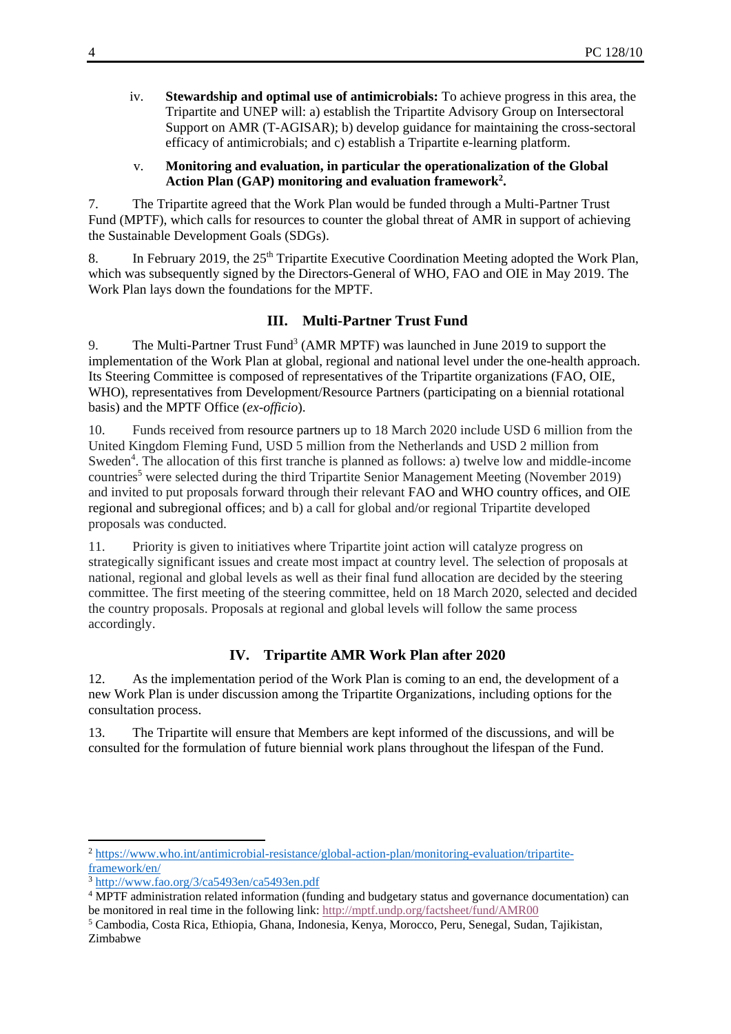iv. **Stewardship and optimal use of antimicrobials:** To achieve progress in this area, the Tripartite and UNEP will: a) establish the Tripartite Advisory Group on Intersectoral Support on AMR (T-AGISAR); b) develop guidance for maintaining the cross-sectoral efficacy of antimicrobials; and c) establish a Tripartite e-learning platform.

v. **Monitoring and evaluation, in particular the operationalization of the Global Action Plan (GAP) monitoring and evaluation framework[2].**

7. The Tripartite agreed that the Work Plan would be funded through a Multi-Partner Trust Fund (MPTF), which calls for resources to counter the global threat of AMR in support of achieving the Sustainable Development Goals (SDGs).

8. In February 2019, the 25th Tripartite Executive Coordination Meeting adopted the Work Plan, which was subsequently signed by the Directors-General of WHO, FAO and OIE in May 2019. The Work Plan lays down the foundations for the MPTF.

## III. Multi-Partner Trust Fund

9. The Multi-Partner Trust Fund[3] (AMR MPTF) was launched in June 2019 to support the implementation of the Work Plan at global, regional and national level under the one-health approach. Its Steering Committee is composed of representatives of the Tripartite organizations (FAO, OIE, WHO), representatives from Development/Resource Partners (participating on a biennial rotational basis) and the MPTF Office (*ex-officio*).

10. Funds received from resource partners up to 18 March 2020 include USD 6 million from the United Kingdom Fleming Fund, USD 5 million from the Netherlands and USD 2 million from Sweden[4]. The allocation of this first tranche is planned as follows: a) twelve low and middle-income countries[5] were selected during the third Tripartite Senior Management Meeting (November 2019) and invited to put proposals forward through their relevant FAO and WHO country offices, and OIE regional and subregional offices; and b) a call for global and/or regional Tripartite developed proposals was conducted.

11. Priority is given to initiatives where Tripartite joint action will catalyze progress on strategically significant issues and create most impact at country level. The selection of proposals at national, regional and global levels as well as their final fund allocation are decided by the steering committee. The first meeting of the steering committee, held on 18 March 2020, selected and decided the country proposals. Proposals at regional and global levels will follow the same process accordingly.

## IV. Tripartite AMR Work Plan after 2020

12. As the implementation period of the Work Plan is coming to an end, the development of a new Work Plan is under discussion among the Tripartite Organizations, including options for the consultation process.

13. The Tripartite will ensure that Members are kept informed of the discussions, and will be consulted for the formulation of future biennial work plans throughout the lifespan of the Fund.

---

[2] https://www.who.int/antimicrobial-resistance/global-action-plan/monitoring-evaluation/tripartite-framework/en/

[3] http://www.fao.org/3/ca5493en/ca5493en.pdf

[4] MPTF administration related information (funding and budgetary status and governance documentation) can be monitored in real time in the following link: http://mptf.undp.org/factsheet/fund/AMR00

[5] Cambodia, Costa Rica, Ethiopia, Ghana, Indonesia, Kenya, Morocco, Peru, Senegal, Sudan, Tajikistan, Zimbabwe